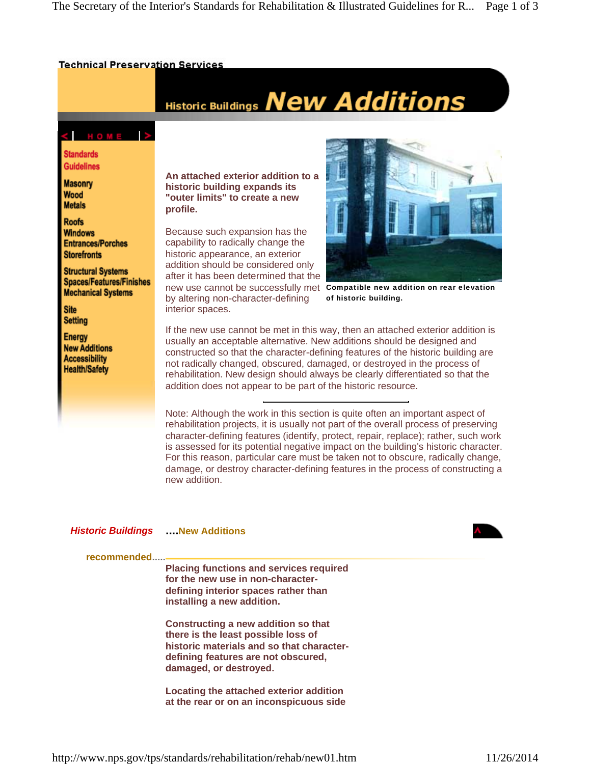Technical Preservation Services

# Historic Buildings New Additions

HOME

Standards
Guidelines

Masonry
Wood
Metals

Roofs
Windows
Entrances/Porches
Storefronts

Structural Systems
Spaces/Features/Finishes
Mechanical Systems

Site
Setting

Energy
New Additions
Accessibility
Health/Safety

**An attached exterior addition to a historic building expands its "outer limits" to create a new profile.**

Because such expansion has the capability to radically change the historic appearance, an exterior addition should be considered only after it has been determined that the new use cannot be successfully met by altering non-character-defining interior spaces.

**Compatible new addition on rear elevation of historic building.**

If the new use cannot be met in this way, then an attached exterior addition is usually an acceptable alternative. New additions should be designed and constructed so that the character-defining features of the historic building are not radically changed, obscured, damaged, or destroyed in the process of rehabilitation. New design should always be clearly differentiated so that the addition does not appear to be part of the historic resource.

---

Note: Although the work in this section is quite often an important aspect of rehabilitation projects, it is usually not part of the overall process of preserving character-defining features (identify, protect, repair, replace); rather, such work is assessed for its potential negative impact on the building's historic character. For this reason, particular care must be taken not to obscure, radically change, damage, or destroy character-defining features in the process of constructing a new addition.

## *Historic Buildings* ....New Additions

### recommended.....

**Placing functions and services required for the new use in non-character-defining interior spaces rather than installing a new addition.**

**Constructing a new addition so that there is the least possible loss of historic materials and so that character-defining features are not obscured, damaged, or destroyed.**

**Locating the attached exterior addition at the rear or on an inconspicuous side**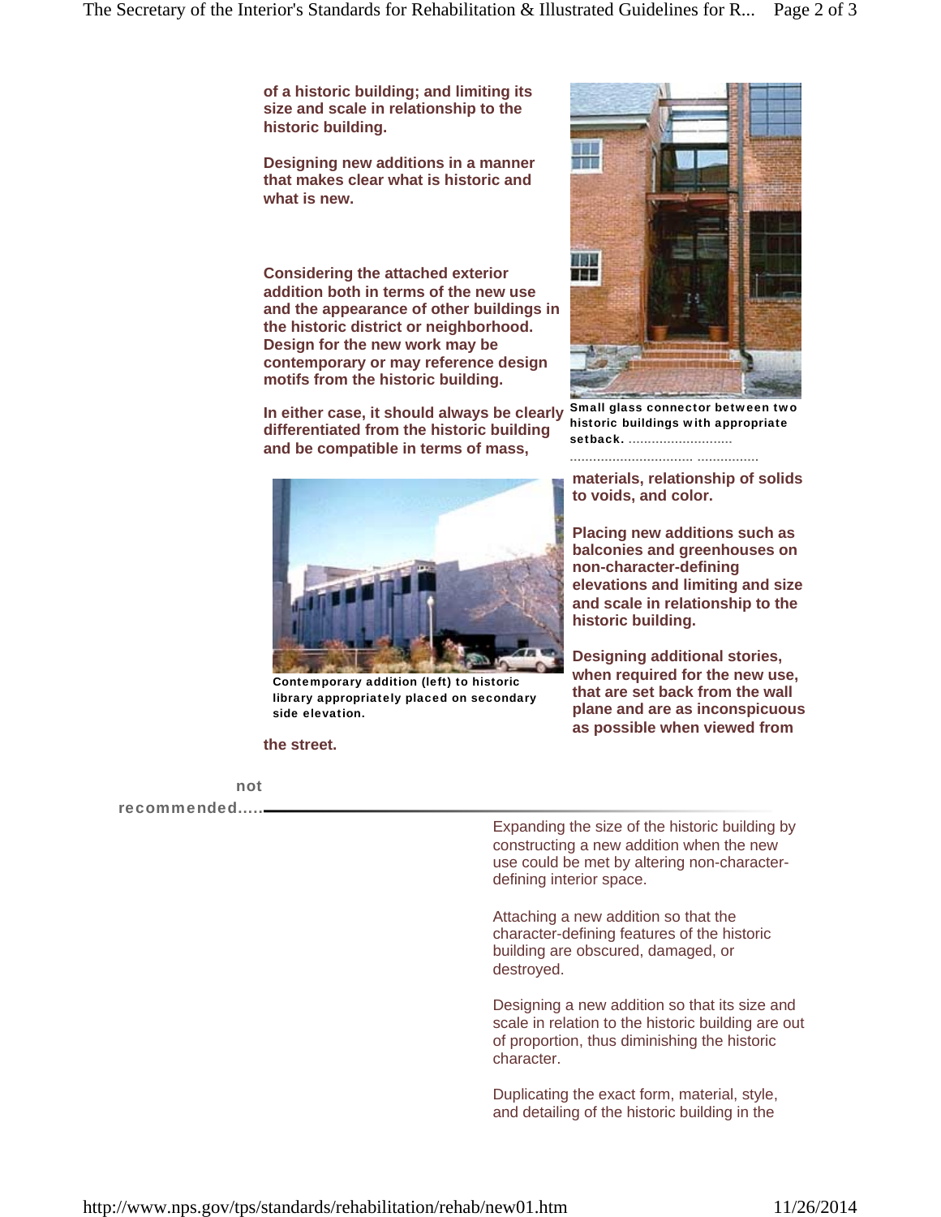**of a historic building; and limiting its size and scale in relationship to the historic building.**

**Designing new additions in a manner that makes clear what is historic and what is new.**

**Considering the attached exterior addition both in terms of the new use and the appearance of other buildings in the historic district or neighborhood. Design for the new work may be contemporary or may reference design motifs from the historic building.**

**In either case, it should always be clearly differentiated from the historic building and be compatible in terms of mass, materials, relationship of solids to voids, and color.**

Small glass connector between two historic buildings with appropriate setback.

**Placing new additions such as balconies and greenhouses on non-character-defining elevations and limiting and size and scale in relationship to the historic building.**

Contemporary addition (left) to historic library appropriately placed on secondary side elevation.

**Designing additional stories, when required for the new use, that are set back from the wall plane and are as inconspicuous as possible when viewed from the street.**

**not recommended.....**

Expanding the size of the historic building by constructing a new addition when the new use could be met by altering non-character-defining interior space.

Attaching a new addition so that the character-defining features of the historic building are obscured, damaged, or destroyed.

Designing a new addition so that its size and scale in relation to the historic building are out of proportion, thus diminishing the historic character.

Duplicating the exact form, material, style, and detailing of the historic building in the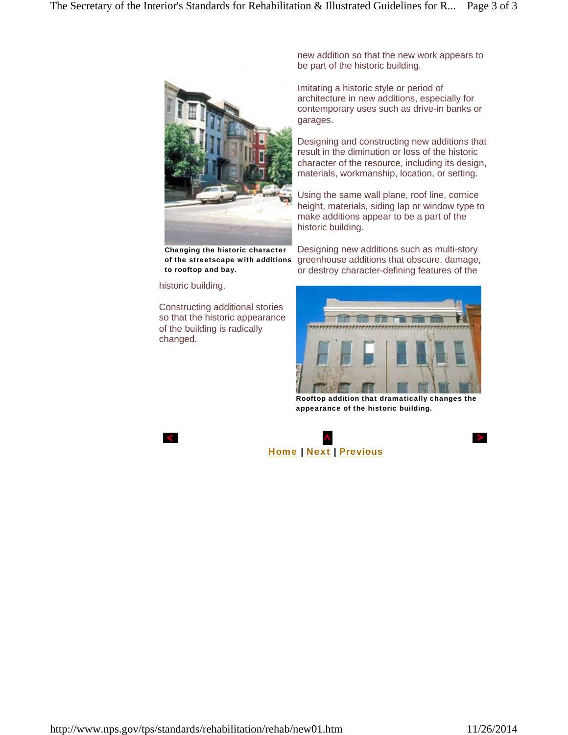new addition so that the new work appears to be part of the historic building.

Imitating a historic style or period of architecture in new additions, especially for contemporary uses such as drive-in banks or garages.

Designing and constructing new additions that result in the diminution or loss of the historic character of the resource, including its design, materials, workmanship, location, or setting.

Using the same wall plane, roof line, cornice height, materials, siding lap or window type to make additions appear to be a part of the historic building.

Designing new additions such as multi-story greenhouse additions that obscure, damage, or destroy character-defining features of the historic building.

Constructing additional stories so that the historic appearance of the building is radically changed.

**Changing the historic character of the streetscape with additions to rooftop and bay.**

**Rooftop addition that dramatically changes the appearance of the historic building.**

Home | Next | Previous